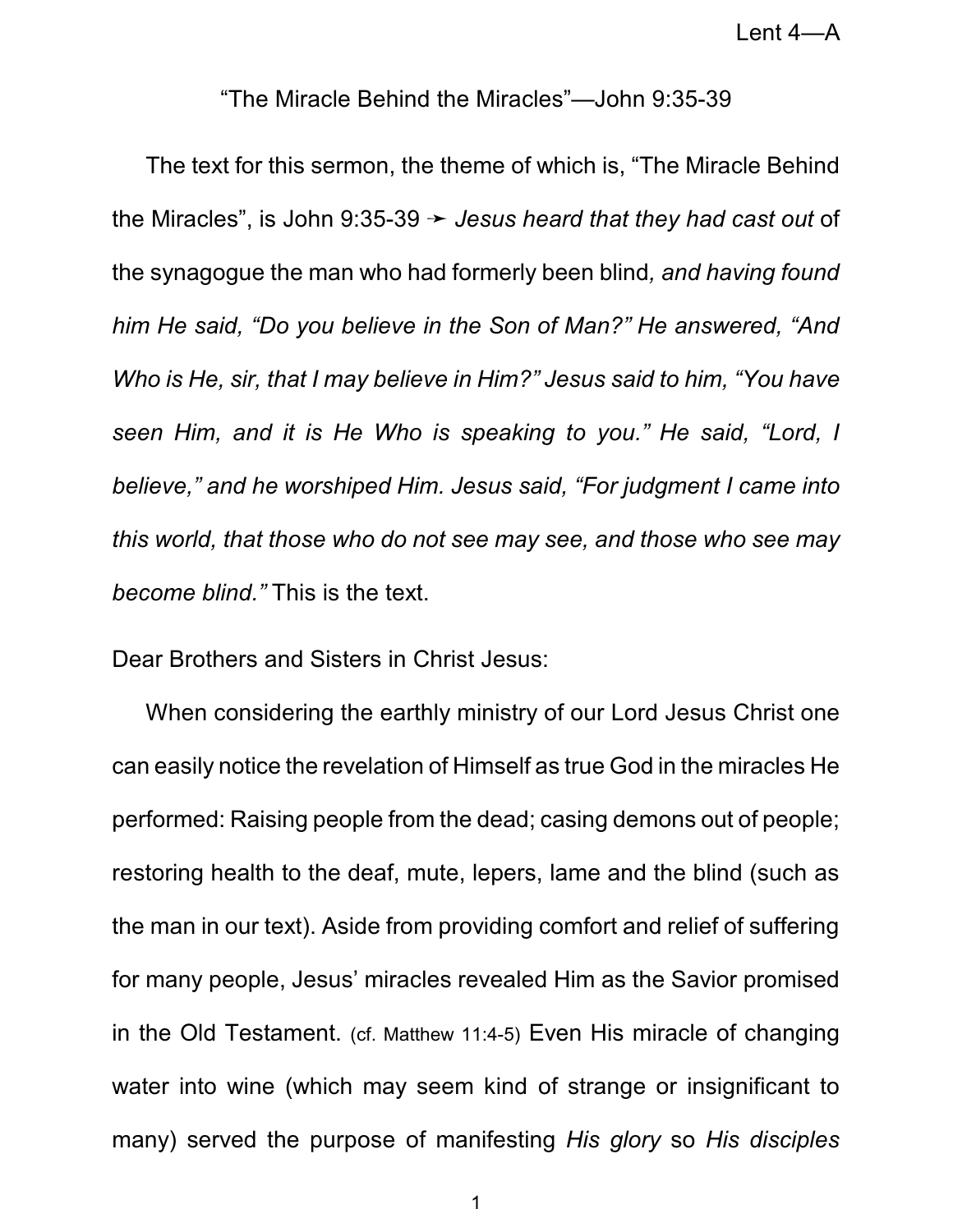Lent 4—A

“The Miracle Behind the Miracles”—John 9:35-39

The text for this sermon, the theme of which is, “The Miracle Behind the Miracles”, is John 9:35-39 ➛ *Jesus heard that they had cast out* of the synagogue the man who had formerly been blind*, and having found him He said, “Do you believe in the Son of Man?” He answered, “And Who is He, sir, that I may believe in Him?” Jesus said to him, “You have seen Him, and it is He Who is speaking to you.” He said, “Lord, I believe,” and he worshiped Him. Jesus said, “For judgment I came into this world, that those who do not see may see, and those who see may become blind.”* This is the text.

Dear Brothers and Sisters in Christ Jesus:

When considering the earthly ministry of our Lord Jesus Christ one can easily notice the revelation of Himself as true God in the miracles He performed: Raising people from the dead; casing demons out of people; restoring health to the deaf, mute, lepers, lame and the blind (such as the man in our text). Aside from providing comfort and relief of suffering for many people, Jesus’ miracles revealed Him as the Savior promised in the Old Testament. (cf. Matthew 11:4-5) Even His miracle of changing water into wine (which may seem kind of strange or insignificant to many) served the purpose of manifesting *His glory* so *His disciples*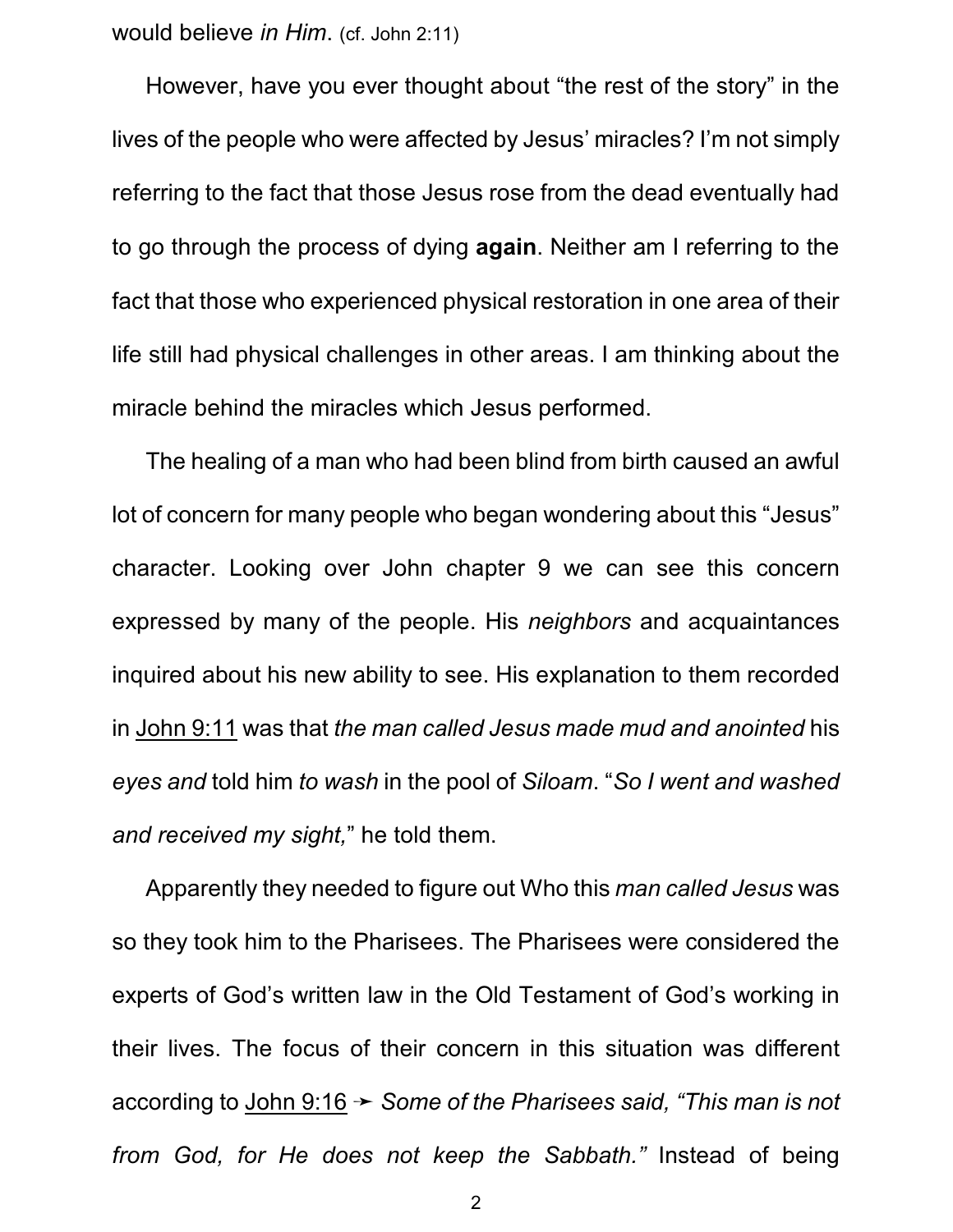would believe *in Him*. (cf. John 2:11)

However, have you ever thought about "the rest of the story" in the lives of the people who were affected by Jesus' miracles? I'm not simply referring to the fact that those Jesus rose from the dead eventually had to go through the process of dying **again**. Neither am I referring to the fact that those who experienced physical restoration in one area of their life still had physical challenges in other areas. I am thinking about the miracle behind the miracles which Jesus performed.

The healing of a man who had been blind from birth caused an awful lot of concern for many people who began wondering about this "Jesus" character. Looking over John chapter 9 we can see this concern expressed by many of the people. His *neighbors* and acquaintances inquired about his new ability to see. His explanation to them recorded in <u>John 9:11</u> was that *the man called Jesus made mud and anointed* his *eyes and* told him *to wash* in the pool of *Siloam*. "*So I went and washed and received my sight,*" he told them.

Apparently they needed to figure out Who this *man called Jesus* was so they took him to the Pharisees. The Pharisees were considered the experts of God's written law in the Old Testament of God's working in their lives. The focus of their concern in this situation was different according to <u>John 9:16</u> ➛ *Some of the Pharisees said, "This man is not from God, for He does not keep the Sabbath."* Instead of being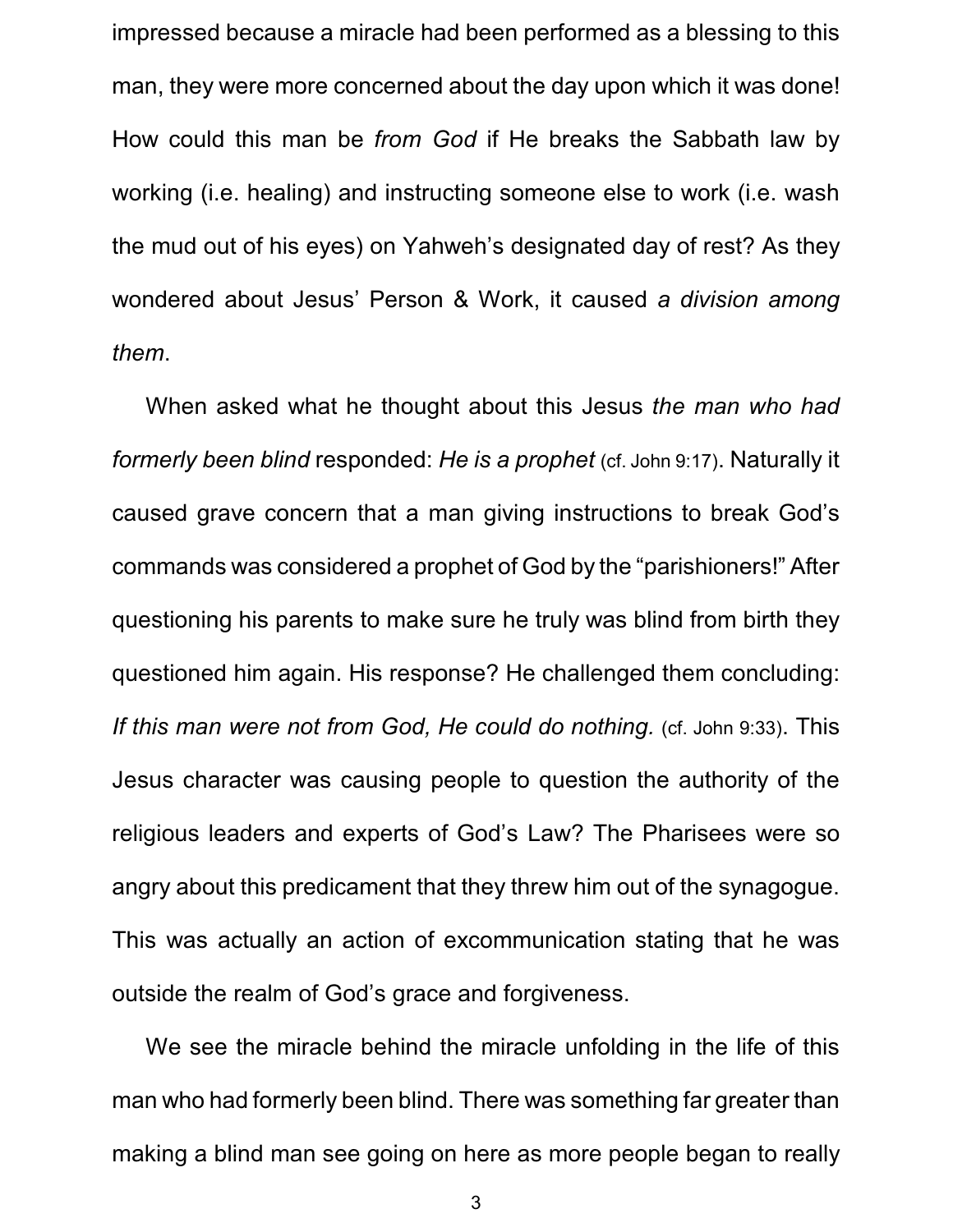impressed because a miracle had been performed as a blessing to this man, they were more concerned about the day upon which it was done! How could this man be *from God* if He breaks the Sabbath law by working (i.e. healing) and instructing someone else to work (i.e. wash the mud out of his eyes) on Yahweh's designated day of rest? As they wondered about Jesus' Person & Work, it caused *a division among them*.

When asked what he thought about this Jesus *the man who had formerly been blind* responded: *He is a prophet* (cf. John 9:17). Naturally it caused grave concern that a man giving instructions to break God's commands was considered a prophet of God by the "parishioners!" After questioning his parents to make sure he truly was blind from birth they questioned him again. His response? He challenged them concluding: *If this man were not from God, He could do nothing.* (cf. John 9:33). This Jesus character was causing people to question the authority of the religious leaders and experts of God's Law? The Pharisees were so angry about this predicament that they threw him out of the synagogue. This was actually an action of excommunication stating that he was outside the realm of God's grace and forgiveness.

We see the miracle behind the miracle unfolding in the life of this man who had formerly been blind. There was something far greater than making a blind man see going on here as more people began to really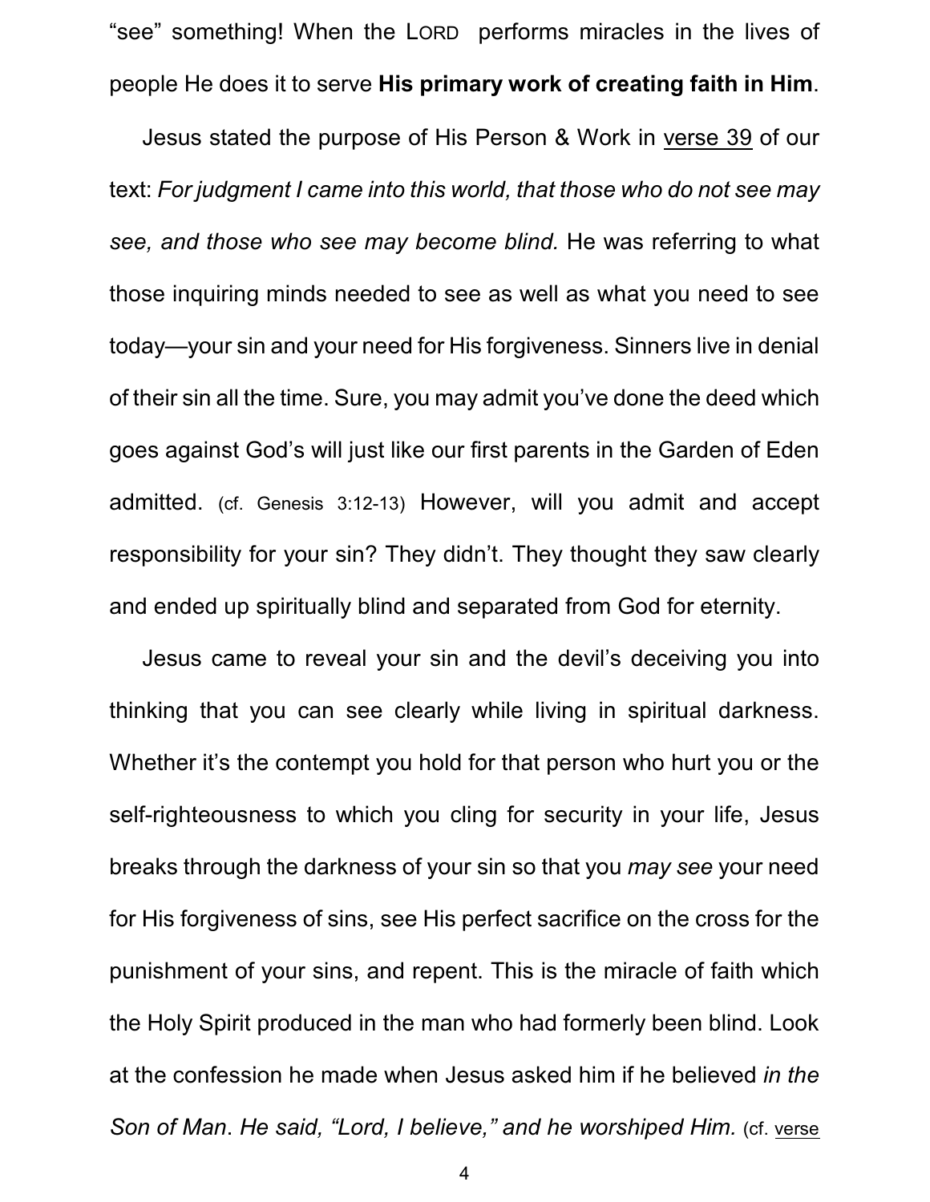"see" something! When the LORD performs miracles in the lives of people He does it to serve **His primary work of creating faith in Him**.

Jesus stated the purpose of His Person & Work in verse 39 of our text: *For judgment I came into this world, that those who do not see may see, and those who see may become blind.* He was referring to what those inquiring minds needed to see as well as what you need to see today—your sin and your need for His forgiveness. Sinners live in denial of their sin all the time. Sure, you may admit you've done the deed which goes against God's will just like our first parents in the Garden of Eden admitted. (cf. Genesis 3:12-13) However, will you admit and accept responsibility for your sin? They didn't. They thought they saw clearly and ended up spiritually blind and separated from God for eternity.

Jesus came to reveal your sin and the devil's deceiving you into thinking that you can see clearly while living in spiritual darkness. Whether it's the contempt you hold for that person who hurt you or the self-righteousness to which you cling for security in your life, Jesus breaks through the darkness of your sin so that you *may see* your need for His forgiveness of sins, see His perfect sacrifice on the cross for the punishment of your sins, and repent. This is the miracle of faith which the Holy Spirit produced in the man who had formerly been blind. Look at the confession he made when Jesus asked him if he believed *in the Son of Man*. *He said, "Lord, I believe," and he worshiped Him.* (cf. verse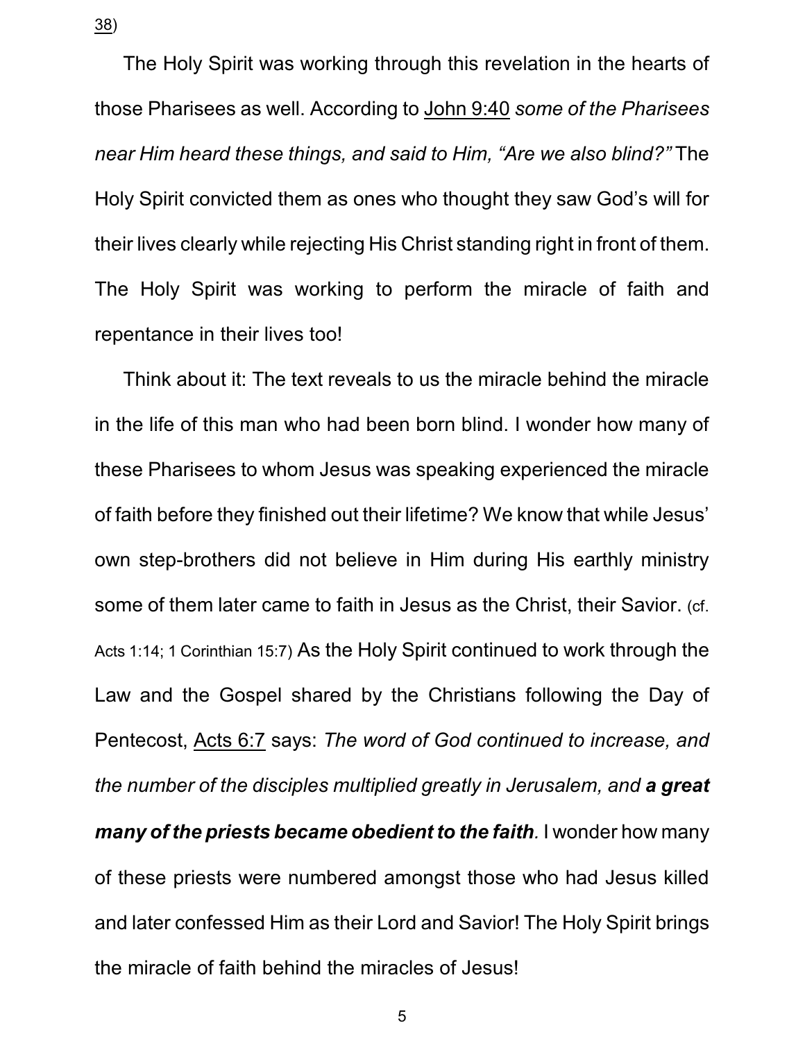38)

The Holy Spirit was working through this revelation in the hearts of those Pharisees as well. According to John 9:40 *some of the Pharisees near Him heard these things, and said to Him, "Are we also blind?"* The Holy Spirit convicted them as ones who thought they saw God's will for their lives clearly while rejecting His Christ standing right in front of them. The Holy Spirit was working to perform the miracle of faith and repentance in their lives too!

Think about it: The text reveals to us the miracle behind the miracle in the life of this man who had been born blind. I wonder how many of these Pharisees to whom Jesus was speaking experienced the miracle of faith before they finished out their lifetime? We know that while Jesus' own step-brothers did not believe in Him during His earthly ministry some of them later came to faith in Jesus as the Christ, their Savior. (cf. Acts 1:14; 1 Corinthian 15:7) As the Holy Spirit continued to work through the Law and the Gospel shared by the Christians following the Day of Pentecost, Acts 6:7 says: *The word of God continued to increase, and the number of the disciples multiplied greatly in Jerusalem, and* ***a great many of the priests became obedient to the faith****.* I wonder how many of these priests were numbered amongst those who had Jesus killed and later confessed Him as their Lord and Savior! The Holy Spirit brings the miracle of faith behind the miracles of Jesus!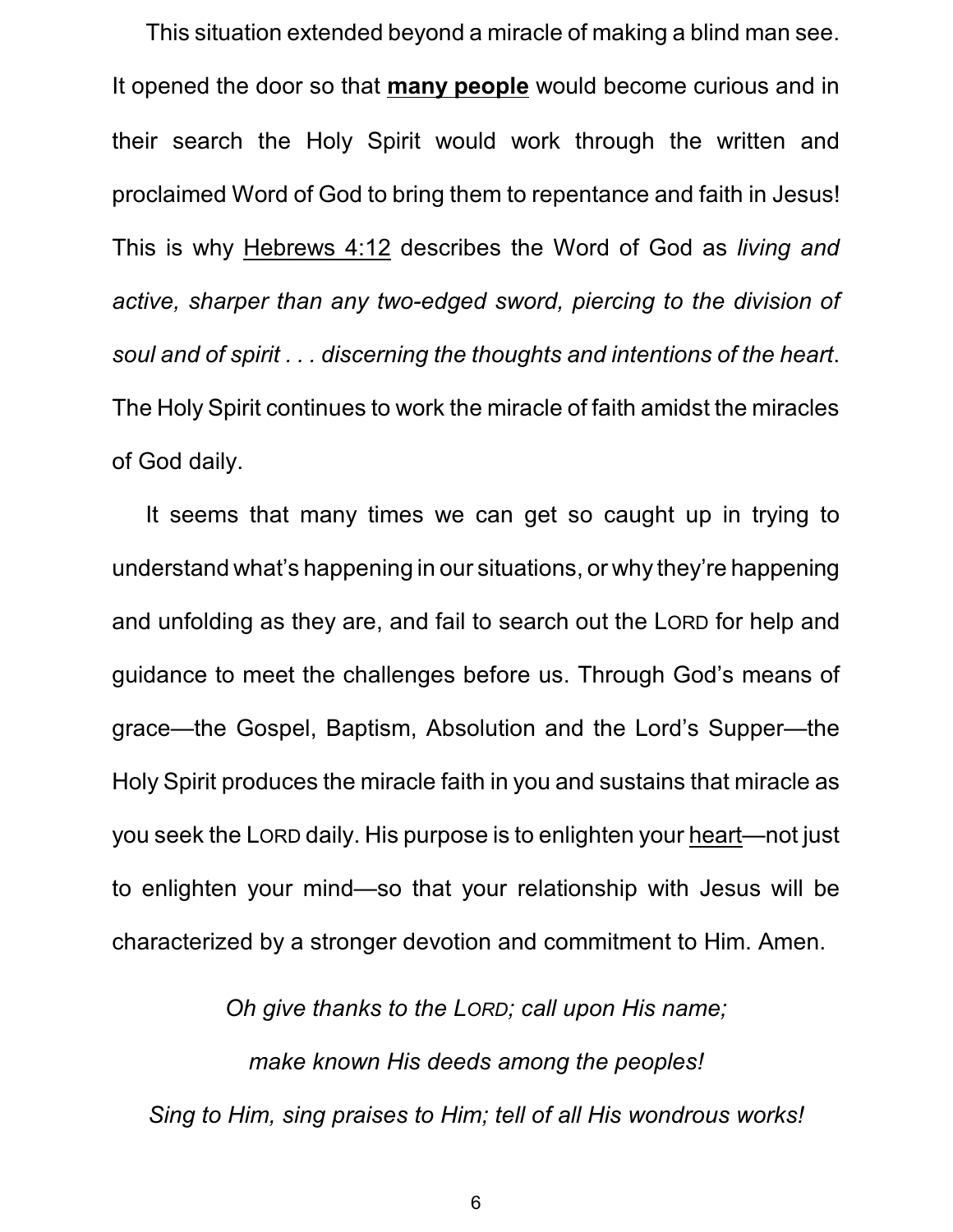This situation extended beyond a miracle of making a blind man see. It opened the door so that **<u>many people</u>** would become curious and in their search the Holy Spirit would work through the written and proclaimed Word of God to bring them to repentance and faith in Jesus! This is why <u>Hebrews 4:12</u> describes the Word of God as *living and active, sharper than any two-edged sword, piercing to the division of soul and of spirit . . . discerning the thoughts and intentions of the heart*. The Holy Spirit continues to work the miracle of faith amidst the miracles of God daily.

It seems that many times we can get so caught up in trying to understand what's happening in our situations, or why they're happening and unfolding as they are, and fail to search out the LORD for help and guidance to meet the challenges before us. Through God's means of grace—the Gospel, Baptism, Absolution and the Lord's Supper—the Holy Spirit produces the miracle faith in you and sustains that miracle as you seek the LORD daily. His purpose is to enlighten your <u>heart</u>—not just to enlighten your mind—so that your relationship with Jesus will be characterized by a stronger devotion and commitment to Him. Amen.

*Oh give thanks to the LORD; call upon His name;*

*make known His deeds among the peoples!*

*Sing to Him, sing praises to Him; tell of all His wondrous works!*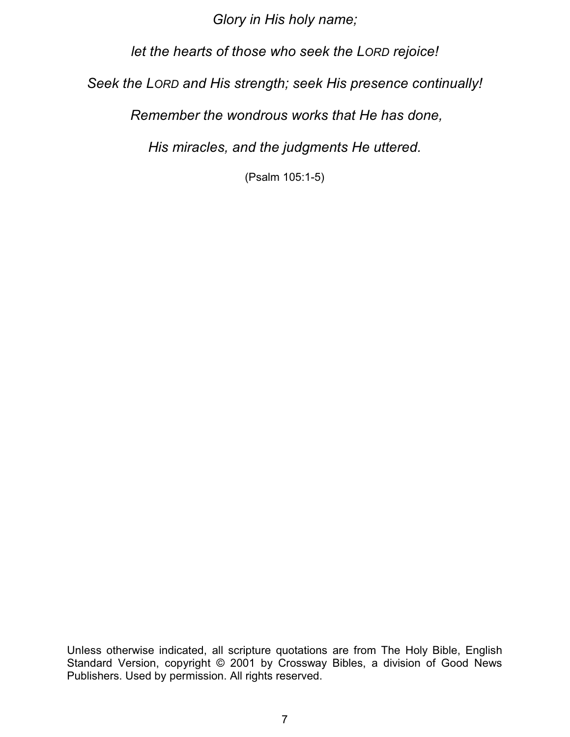*Glory in His holy name;*

*let the hearts of those who seek the LORD rejoice!*

*Seek the LORD and His strength; seek His presence continually!*

*Remember the wondrous works that He has done,*

*His miracles, and the judgments He uttered.*

(Psalm 105:1-5)

Unless otherwise indicated, all scripture quotations are from The Holy Bible, English Standard Version, copyright © 2001 by Crossway Bibles, a division of Good News Publishers. Used by permission. All rights reserved.